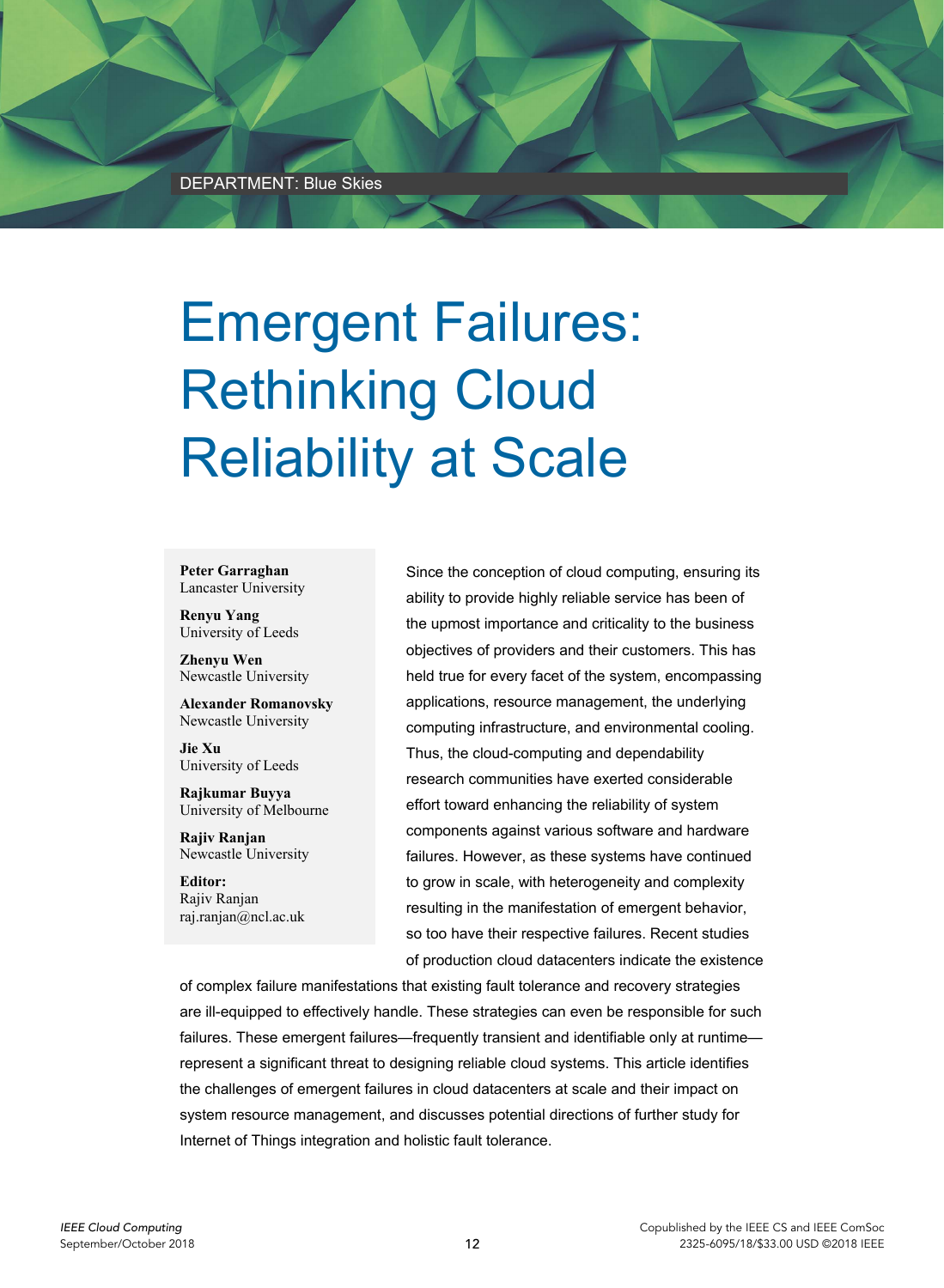DEPARTMENT: Blue Skies

# Emergent Failures: Rethinking Cloud Reliability at Scale

**Peter Garraghan**
Lancaster University

**Renyu Yang**
University of Leeds

**Zhenyu Wen**
Newcastle University

**Alexander Romanovsky**
Newcastle University

**Jie Xu**
University of Leeds

**Rajkumar Buyya**
University of Melbourne

**Rajiv Ranjan**
Newcastle University

**Editor:**
Rajiv Ranjan
raj.ranjan@ncl.ac.uk

Since the conception of cloud computing, ensuring its ability to provide highly reliable service has been of the upmost importance and criticality to the business objectives of providers and their customers. This has held true for every facet of the system, encompassing applications, resource management, the underlying computing infrastructure, and environmental cooling. Thus, the cloud-computing and dependability research communities have exerted considerable effort toward enhancing the reliability of system components against various software and hardware failures. However, as these systems have continued to grow in scale, with heterogeneity and complexity resulting in the manifestation of emergent behavior, so too have their respective failures. Recent studies of production cloud datacenters indicate the existence of complex failure manifestations that existing fault tolerance and recovery strategies are ill-equipped to effectively handle. These strategies can even be responsible for such failures. These emergent failures—frequently transient and identifiable only at runtime—represent a significant threat to designing reliable cloud systems. This article identifies the challenges of emergent failures in cloud datacenters at scale and their impact on system resource management, and discusses potential directions of further study for Internet of Things integration and holistic fault tolerance.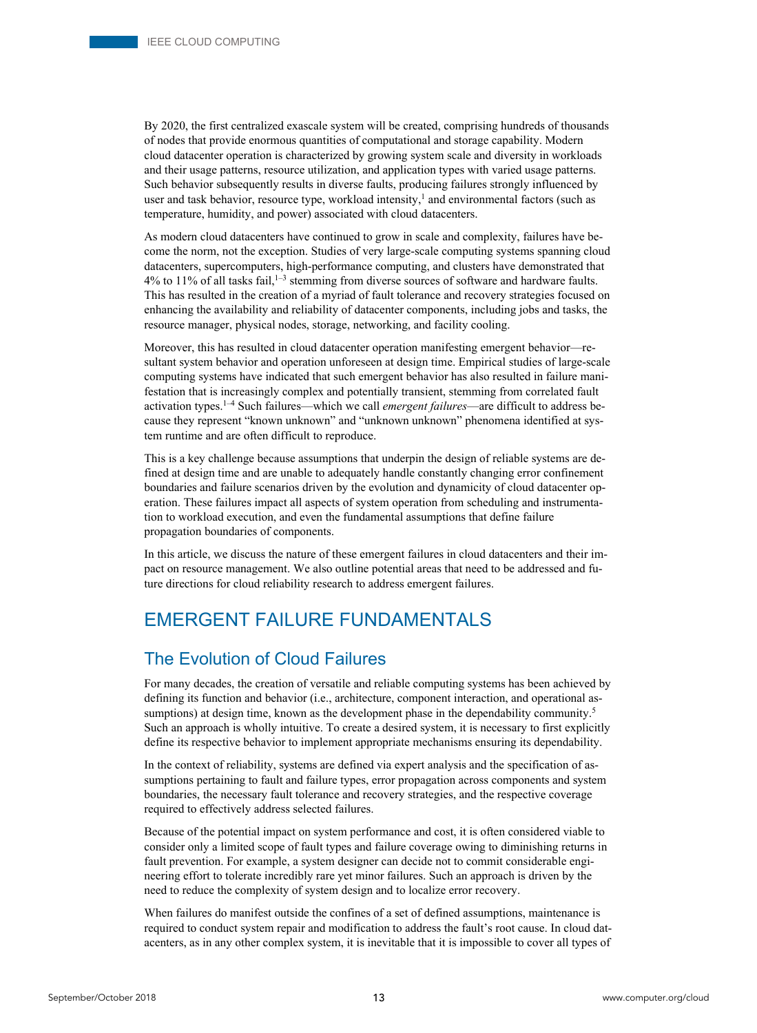By 2020, the first centralized exascale system will be created, comprising hundreds of thousands of nodes that provide enormous quantities of computational and storage capability. Modern cloud datacenter operation is characterized by growing system scale and diversity in workloads and their usage patterns, resource utilization, and application types with varied usage patterns. Such behavior subsequently results in diverse faults, producing failures strongly influenced by user and task behavior, resource type, workload intensity,[1] and environmental factors (such as temperature, humidity, and power) associated with cloud datacenters.

As modern cloud datacenters have continued to grow in scale and complexity, failures have become the norm, not the exception. Studies of very large-scale computing systems spanning cloud datacenters, supercomputers, high-performance computing, and clusters have demonstrated that 4% to 11% of all tasks fail,[1–3] stemming from diverse sources of software and hardware faults. This has resulted in the creation of a myriad of fault tolerance and recovery strategies focused on enhancing the availability and reliability of datacenter components, including jobs and tasks, the resource manager, physical nodes, storage, networking, and facility cooling.

Moreover, this has resulted in cloud datacenter operation manifesting emergent behavior—resultant system behavior and operation unforeseen at design time. Empirical studies of large-scale computing systems have indicated that such emergent behavior has also resulted in failure manifestation that is increasingly complex and potentially transient, stemming from correlated fault activation types.[1–4] Such failures—which we call *emergent failures*—are difficult to address because they represent "known unknown" and "unknown unknown" phenomena identified at system runtime and are often difficult to reproduce.

This is a key challenge because assumptions that underpin the design of reliable systems are defined at design time and are unable to adequately handle constantly changing error confinement boundaries and failure scenarios driven by the evolution and dynamicity of cloud datacenter operation. These failures impact all aspects of system operation from scheduling and instrumentation to workload execution, and even the fundamental assumptions that define failure propagation boundaries of components.

In this article, we discuss the nature of these emergent failures in cloud datacenters and their impact on resource management. We also outline potential areas that need to be addressed and future directions for cloud reliability research to address emergent failures.

## EMERGENT FAILURE FUNDAMENTALS

### The Evolution of Cloud Failures

For many decades, the creation of versatile and reliable computing systems has been achieved by defining its function and behavior (i.e., architecture, component interaction, and operational assumptions) at design time, known as the development phase in the dependability community.[5] Such an approach is wholly intuitive. To create a desired system, it is necessary to first explicitly define its respective behavior to implement appropriate mechanisms ensuring its dependability.

In the context of reliability, systems are defined via expert analysis and the specification of assumptions pertaining to fault and failure types, error propagation across components and system boundaries, the necessary fault tolerance and recovery strategies, and the respective coverage required to effectively address selected failures.

Because of the potential impact on system performance and cost, it is often considered viable to consider only a limited scope of fault types and failure coverage owing to diminishing returns in fault prevention. For example, a system designer can decide not to commit considerable engineering effort to tolerate incredibly rare yet minor failures. Such an approach is driven by the need to reduce the complexity of system design and to localize error recovery.

When failures do manifest outside the confines of a set of defined assumptions, maintenance is required to conduct system repair and modification to address the fault's root cause. In cloud datacenters, as in any other complex system, it is inevitable that it is impossible to cover all types of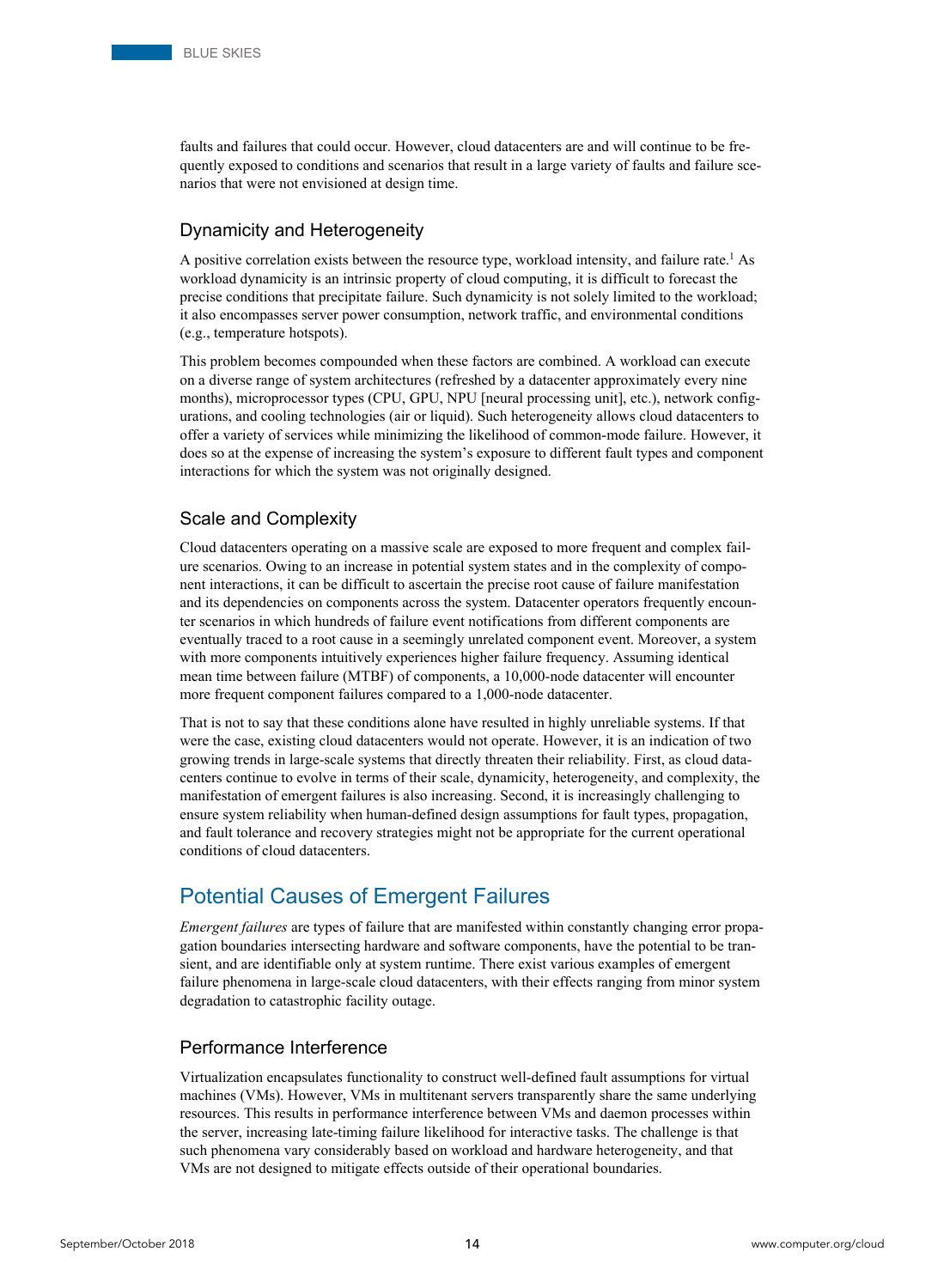faults and failures that could occur. However, cloud datacenters are and will continue to be frequently exposed to conditions and scenarios that result in a large variety of faults and failure scenarios that were not envisioned at design time.

### Dynamicity and Heterogeneity

A positive correlation exists between the resource type, workload intensity, and failure rate.[1] As workload dynamicity is an intrinsic property of cloud computing, it is difficult to forecast the precise conditions that precipitate failure. Such dynamicity is not solely limited to the workload; it also encompasses server power consumption, network traffic, and environmental conditions (e.g., temperature hotspots).

This problem becomes compounded when these factors are combined. A workload can execute on a diverse range of system architectures (refreshed by a datacenter approximately every nine months), microprocessor types (CPU, GPU, NPU [neural processing unit], etc.), network configurations, and cooling technologies (air or liquid). Such heterogeneity allows cloud datacenters to offer a variety of services while minimizing the likelihood of common-mode failure. However, it does so at the expense of increasing the system's exposure to different fault types and component interactions for which the system was not originally designed.

### Scale and Complexity

Cloud datacenters operating on a massive scale are exposed to more frequent and complex failure scenarios. Owing to an increase in potential system states and in the complexity of component interactions, it can be difficult to ascertain the precise root cause of failure manifestation and its dependencies on components across the system. Datacenter operators frequently encounter scenarios in which hundreds of failure event notifications from different components are eventually traced to a root cause in a seemingly unrelated component event. Moreover, a system with more components intuitively experiences higher failure frequency. Assuming identical mean time between failure (MTBF) of components, a 10,000-node datacenter will encounter more frequent component failures compared to a 1,000-node datacenter.

That is not to say that these conditions alone have resulted in highly unreliable systems. If that were the case, existing cloud datacenters would not operate. However, it is an indication of two growing trends in large-scale systems that directly threaten their reliability. First, as cloud datacenters continue to evolve in terms of their scale, dynamicity, heterogeneity, and complexity, the manifestation of emergent failures is also increasing. Second, it is increasingly challenging to ensure system reliability when human-defined design assumptions for fault types, propagation, and fault tolerance and recovery strategies might not be appropriate for the current operational conditions of cloud datacenters.

## Potential Causes of Emergent Failures

*Emergent failures* are types of failure that are manifested within constantly changing error propagation boundaries intersecting hardware and software components, have the potential to be transient, and are identifiable only at system runtime. There exist various examples of emergent failure phenomena in large-scale cloud datacenters, with their effects ranging from minor system degradation to catastrophic facility outage.

### Performance Interference

Virtualization encapsulates functionality to construct well-defined fault assumptions for virtual machines (VMs). However, VMs in multitenant servers transparently share the same underlying resources. This results in performance interference between VMs and daemon processes within the server, increasing late-timing failure likelihood for interactive tasks. The challenge is that such phenomena vary considerably based on workload and hardware heterogeneity, and that VMs are not designed to mitigate effects outside of their operational boundaries.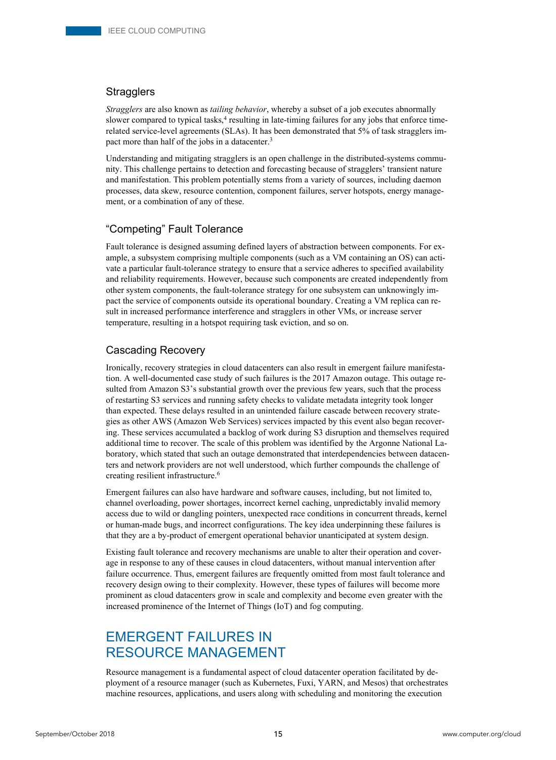### Stragglers

*Stragglers* are also known as *tailing behavior*, whereby a subset of a job executes abnormally slower compared to typical tasks,[4] resulting in late-timing failures for any jobs that enforce time-related service-level agreements (SLAs). It has been demonstrated that 5% of task stragglers impact more than half of the jobs in a datacenter.[3]

Understanding and mitigating stragglers is an open challenge in the distributed-systems community. This challenge pertains to detection and forecasting because of stragglers' transient nature and manifestation. This problem potentially stems from a variety of sources, including daemon processes, data skew, resource contention, component failures, server hotspots, energy management, or a combination of any of these.

### "Competing" Fault Tolerance

Fault tolerance is designed assuming defined layers of abstraction between components. For example, a subsystem comprising multiple components (such as a VM containing an OS) can activate a particular fault-tolerance strategy to ensure that a service adheres to specified availability and reliability requirements. However, because such components are created independently from other system components, the fault-tolerance strategy for one subsystem can unknowingly impact the service of components outside its operational boundary. Creating a VM replica can result in increased performance interference and stragglers in other VMs, or increase server temperature, resulting in a hotspot requiring task eviction, and so on.

### Cascading Recovery

Ironically, recovery strategies in cloud datacenters can also result in emergent failure manifestation. A well-documented case study of such failures is the 2017 Amazon outage. This outage resulted from Amazon S3's substantial growth over the previous few years, such that the process of restarting S3 services and running safety checks to validate metadata integrity took longer than expected. These delays resulted in an unintended failure cascade between recovery strategies as other AWS (Amazon Web Services) services impacted by this event also began recovering. These services accumulated a backlog of work during S3 disruption and themselves required additional time to recover. The scale of this problem was identified by the Argonne National Laboratory, which stated that such an outage demonstrated that interdependencies between datacenters and network providers are not well understood, which further compounds the challenge of creating resilient infrastructure.[6]

Emergent failures can also have hardware and software causes, including, but not limited to, channel overloading, power shortages, incorrect kernel caching, unpredictably invalid memory access due to wild or dangling pointers, unexpected race conditions in concurrent threads, kernel or human-made bugs, and incorrect configurations. The key idea underpinning these failures is that they are a by-product of emergent operational behavior unanticipated at system design.

Existing fault tolerance and recovery mechanisms are unable to alter their operation and coverage in response to any of these causes in cloud datacenters, without manual intervention after failure occurrence. Thus, emergent failures are frequently omitted from most fault tolerance and recovery design owing to their complexity. However, these types of failures will become more prominent as cloud datacenters grow in scale and complexity and become even greater with the increased prominence of the Internet of Things (IoT) and fog computing.

## EMERGENT FAILURES IN RESOURCE MANAGEMENT

Resource management is a fundamental aspect of cloud datacenter operation facilitated by deployment of a resource manager (such as Kubernetes, Fuxi, YARN, and Mesos) that orchestrates machine resources, applications, and users along with scheduling and monitoring the execution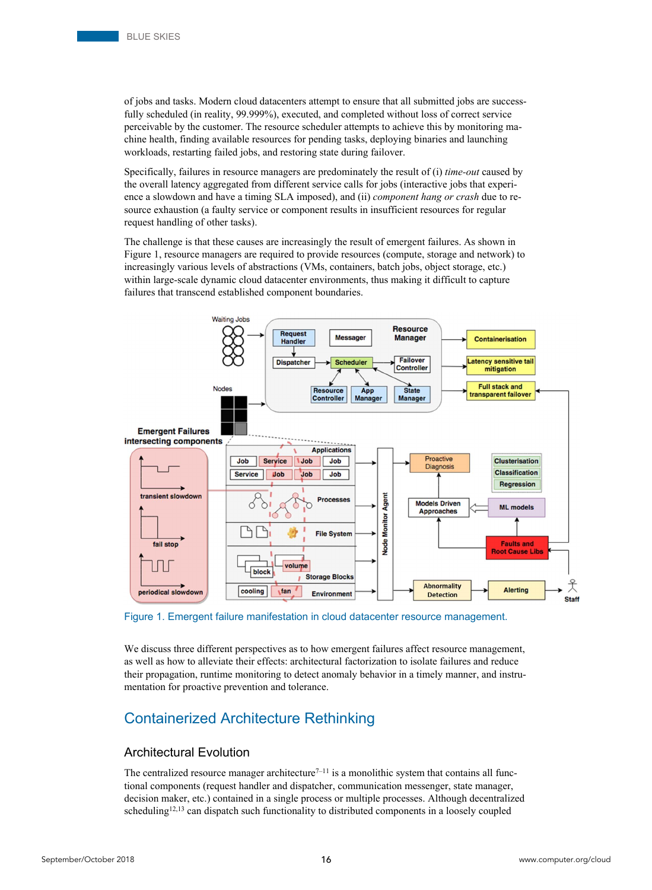of jobs and tasks. Modern cloud datacenters attempt to ensure that all submitted jobs are successfully scheduled (in reality, 99.999%), executed, and completed without loss of correct service perceivable by the customer. The resource scheduler attempts to achieve this by monitoring machine health, finding available resources for pending tasks, deploying binaries and launching workloads, restarting failed jobs, and restoring state during failover.

Specifically, failures in resource managers are predominately the result of (i) *time-out* caused by the overall latency aggregated from different service calls for jobs (interactive jobs that experience a slowdown and have a timing SLA imposed), and (ii) *component hang or crash* due to resource exhaustion (a faulty service or component results in insufficient resources for regular request handling of other tasks).

The challenge is that these causes are increasingly the result of emergent failures. As shown in Figure 1, resource managers are required to provide resources (compute, storage and network) to increasingly various levels of abstractions (VMs, containers, batch jobs, object storage, etc.) within large-scale dynamic cloud datacenter environments, thus making it difficult to capture failures that transcend established component boundaries.

Figure 1. Emergent failure manifestation in cloud datacenter resource management.

We discuss three different perspectives as to how emergent failures affect resource management, as well as how to alleviate their effects: architectural factorization to isolate failures and reduce their propagation, runtime monitoring to detect anomaly behavior in a timely manner, and instrumentation for proactive prevention and tolerance.

## Containerized Architecture Rethinking

### Architectural Evolution

The centralized resource manager architecture[7–11] is a monolithic system that contains all functional components (request handler and dispatcher, communication messenger, state manager, decision maker, etc.) contained in a single process or multiple processes. Although decentralized scheduling[12,13] can dispatch such functionality to distributed components in a loosely coupled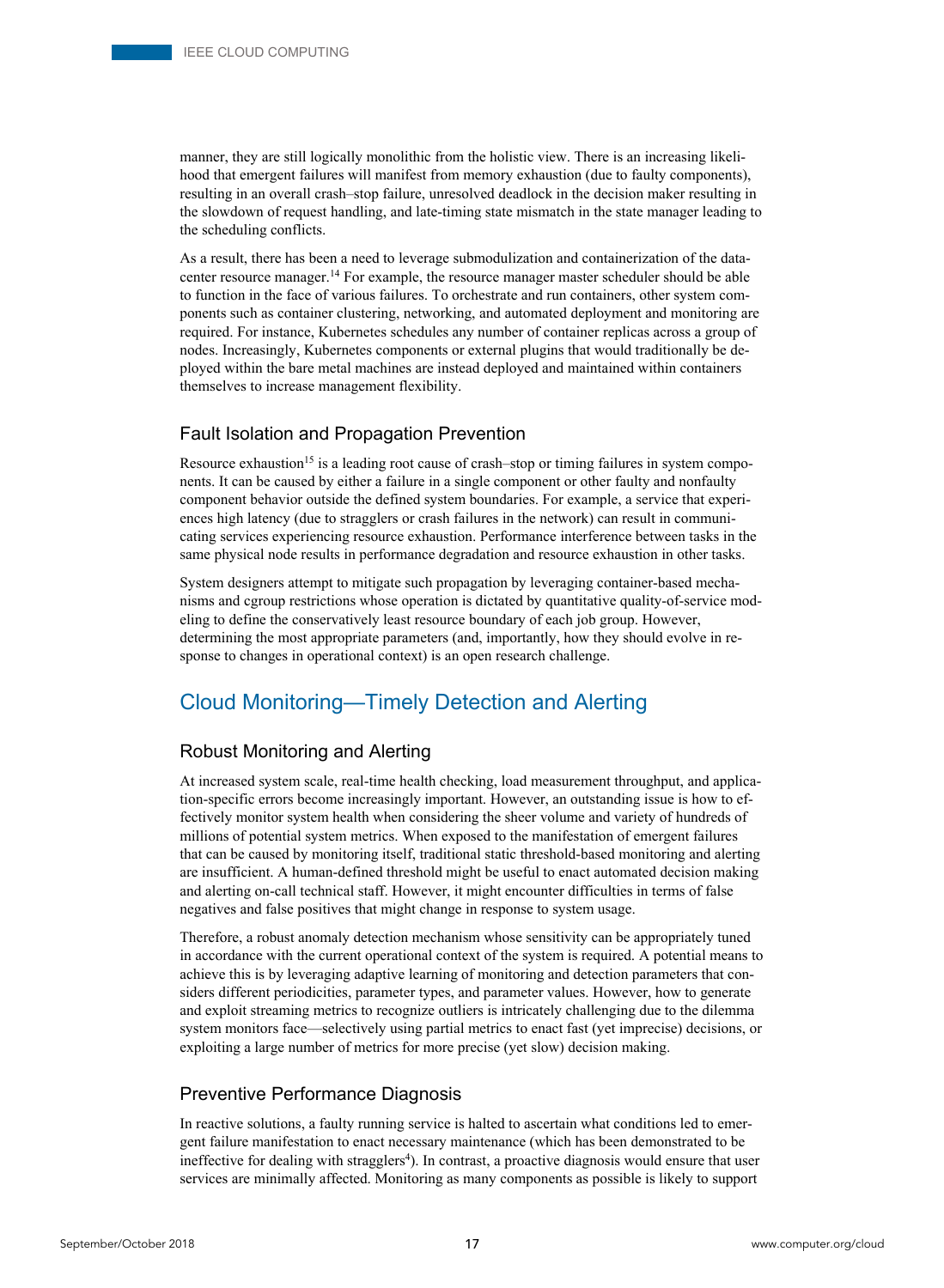manner, they are still logically monolithic from the holistic view. There is an increasing likelihood that emergent failures will manifest from memory exhaustion (due to faulty components), resulting in an overall crash–stop failure, unresolved deadlock in the decision maker resulting in the slowdown of request handling, and late-timing state mismatch in the state manager leading to the scheduling conflicts.

As a result, there has been a need to leverage submodulization and containerization of the datacenter resource manager.[14] For example, the resource manager master scheduler should be able to function in the face of various failures. To orchestrate and run containers, other system components such as container clustering, networking, and automated deployment and monitoring are required. For instance, Kubernetes schedules any number of container replicas across a group of nodes. Increasingly, Kubernetes components or external plugins that would traditionally be deployed within the bare metal machines are instead deployed and maintained within containers themselves to increase management flexibility.

### Fault Isolation and Propagation Prevention

Resource exhaustion[15] is a leading root cause of crash–stop or timing failures in system components. It can be caused by either a failure in a single component or other faulty and nonfaulty component behavior outside the defined system boundaries. For example, a service that experiences high latency (due to stragglers or crash failures in the network) can result in communicating services experiencing resource exhaustion. Performance interference between tasks in the same physical node results in performance degradation and resource exhaustion in other tasks.

System designers attempt to mitigate such propagation by leveraging container-based mechanisms and cgroup restrictions whose operation is dictated by quantitative quality-of-service modeling to define the conservatively least resource boundary of each job group. However, determining the most appropriate parameters (and, importantly, how they should evolve in response to changes in operational context) is an open research challenge.

## Cloud Monitoring—Timely Detection and Alerting

### Robust Monitoring and Alerting

At increased system scale, real-time health checking, load measurement throughput, and application-specific errors become increasingly important. However, an outstanding issue is how to effectively monitor system health when considering the sheer volume and variety of hundreds of millions of potential system metrics. When exposed to the manifestation of emergent failures that can be caused by monitoring itself, traditional static threshold-based monitoring and alerting are insufficient. A human-defined threshold might be useful to enact automated decision making and alerting on-call technical staff. However, it might encounter difficulties in terms of false negatives and false positives that might change in response to system usage.

Therefore, a robust anomaly detection mechanism whose sensitivity can be appropriately tuned in accordance with the current operational context of the system is required. A potential means to achieve this is by leveraging adaptive learning of monitoring and detection parameters that considers different periodicities, parameter types, and parameter values. However, how to generate and exploit streaming metrics to recognize outliers is intricately challenging due to the dilemma system monitors face—selectively using partial metrics to enact fast (yet imprecise) decisions, or exploiting a large number of metrics for more precise (yet slow) decision making.

### Preventive Performance Diagnosis

In reactive solutions, a faulty running service is halted to ascertain what conditions led to emergent failure manifestation to enact necessary maintenance (which has been demonstrated to be ineffective for dealing with stragglers[4]). In contrast, a proactive diagnosis would ensure that user services are minimally affected. Monitoring as many components as possible is likely to support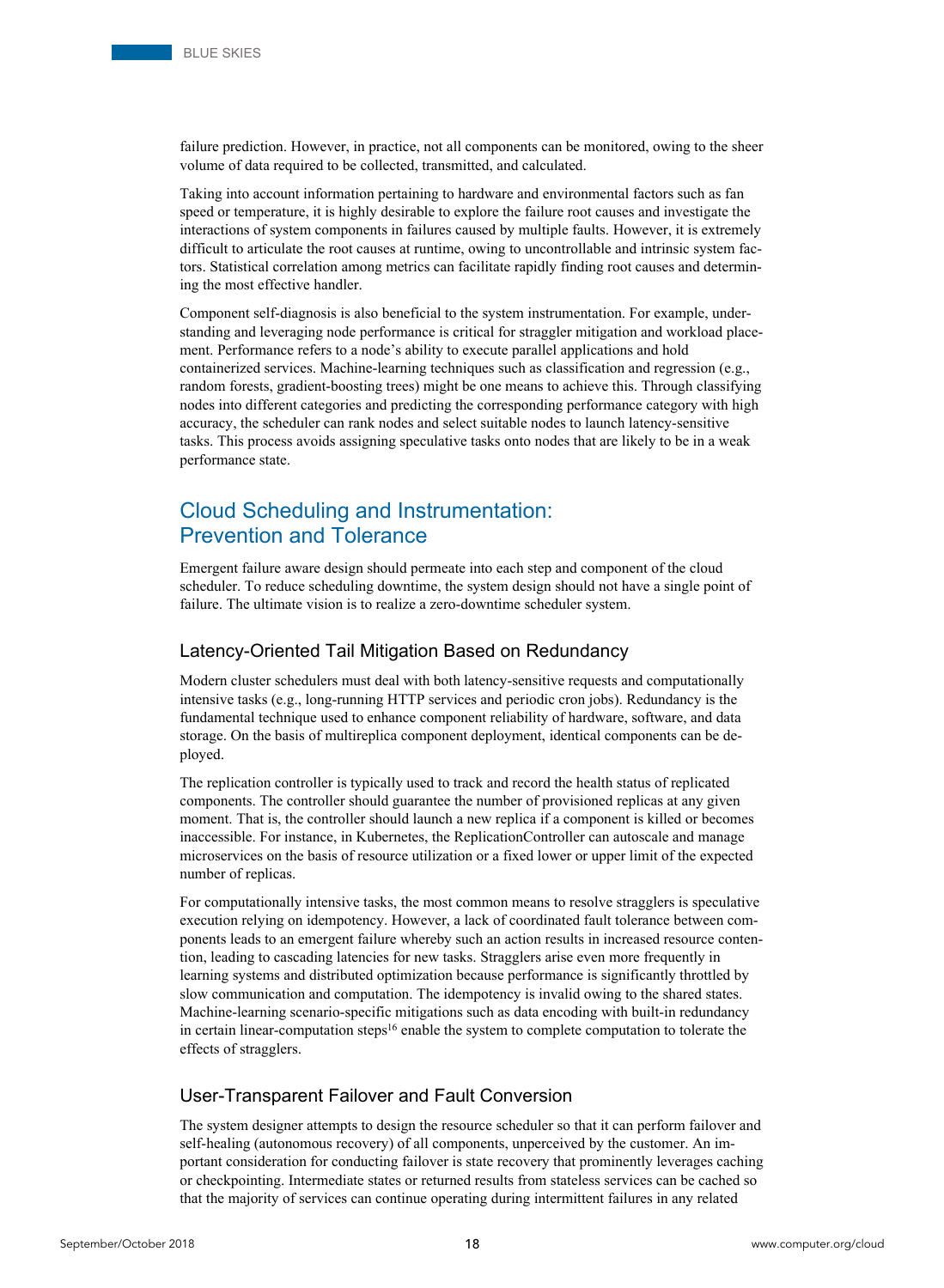failure prediction. However, in practice, not all components can be monitored, owing to the sheer volume of data required to be collected, transmitted, and calculated.

Taking into account information pertaining to hardware and environmental factors such as fan speed or temperature, it is highly desirable to explore the failure root causes and investigate the interactions of system components in failures caused by multiple faults. However, it is extremely difficult to articulate the root causes at runtime, owing to uncontrollable and intrinsic system factors. Statistical correlation among metrics can facilitate rapidly finding root causes and determining the most effective handler.

Component self-diagnosis is also beneficial to the system instrumentation. For example, understanding and leveraging node performance is critical for straggler mitigation and workload placement. Performance refers to a node's ability to execute parallel applications and hold containerized services. Machine-learning techniques such as classification and regression (e.g., random forests, gradient-boosting trees) might be one means to achieve this. Through classifying nodes into different categories and predicting the corresponding performance category with high accuracy, the scheduler can rank nodes and select suitable nodes to launch latency-sensitive tasks. This process avoids assigning speculative tasks onto nodes that are likely to be in a weak performance state.

## Cloud Scheduling and Instrumentation: Prevention and Tolerance

Emergent failure aware design should permeate into each step and component of the cloud scheduler. To reduce scheduling downtime, the system design should not have a single point of failure. The ultimate vision is to realize a zero-downtime scheduler system.

### Latency-Oriented Tail Mitigation Based on Redundancy

Modern cluster schedulers must deal with both latency-sensitive requests and computationally intensive tasks (e.g., long-running HTTP services and periodic cron jobs). Redundancy is the fundamental technique used to enhance component reliability of hardware, software, and data storage. On the basis of multireplica component deployment, identical components can be deployed.

The replication controller is typically used to track and record the health status of replicated components. The controller should guarantee the number of provisioned replicas at any given moment. That is, the controller should launch a new replica if a component is killed or becomes inaccessible. For instance, in Kubernetes, the ReplicationController can autoscale and manage microservices on the basis of resource utilization or a fixed lower or upper limit of the expected number of replicas.

For computationally intensive tasks, the most common means to resolve stragglers is speculative execution relying on idempotency. However, a lack of coordinated fault tolerance between components leads to an emergent failure whereby such an action results in increased resource contention, leading to cascading latencies for new tasks. Stragglers arise even more frequently in learning systems and distributed optimization because performance is significantly throttled by slow communication and computation. The idempotency is invalid owing to the shared states. Machine-learning scenario-specific mitigations such as data encoding with built-in redundancy in certain linear-computation steps[16] enable the system to complete computation to tolerate the effects of stragglers.

### User-Transparent Failover and Fault Conversion

The system designer attempts to design the resource scheduler so that it can perform failover and self-healing (autonomous recovery) of all components, unperceived by the customer. An important consideration for conducting failover is state recovery that prominently leverages caching or checkpointing. Intermediate states or returned results from stateless services can be cached so that the majority of services can continue operating during intermittent failures in any related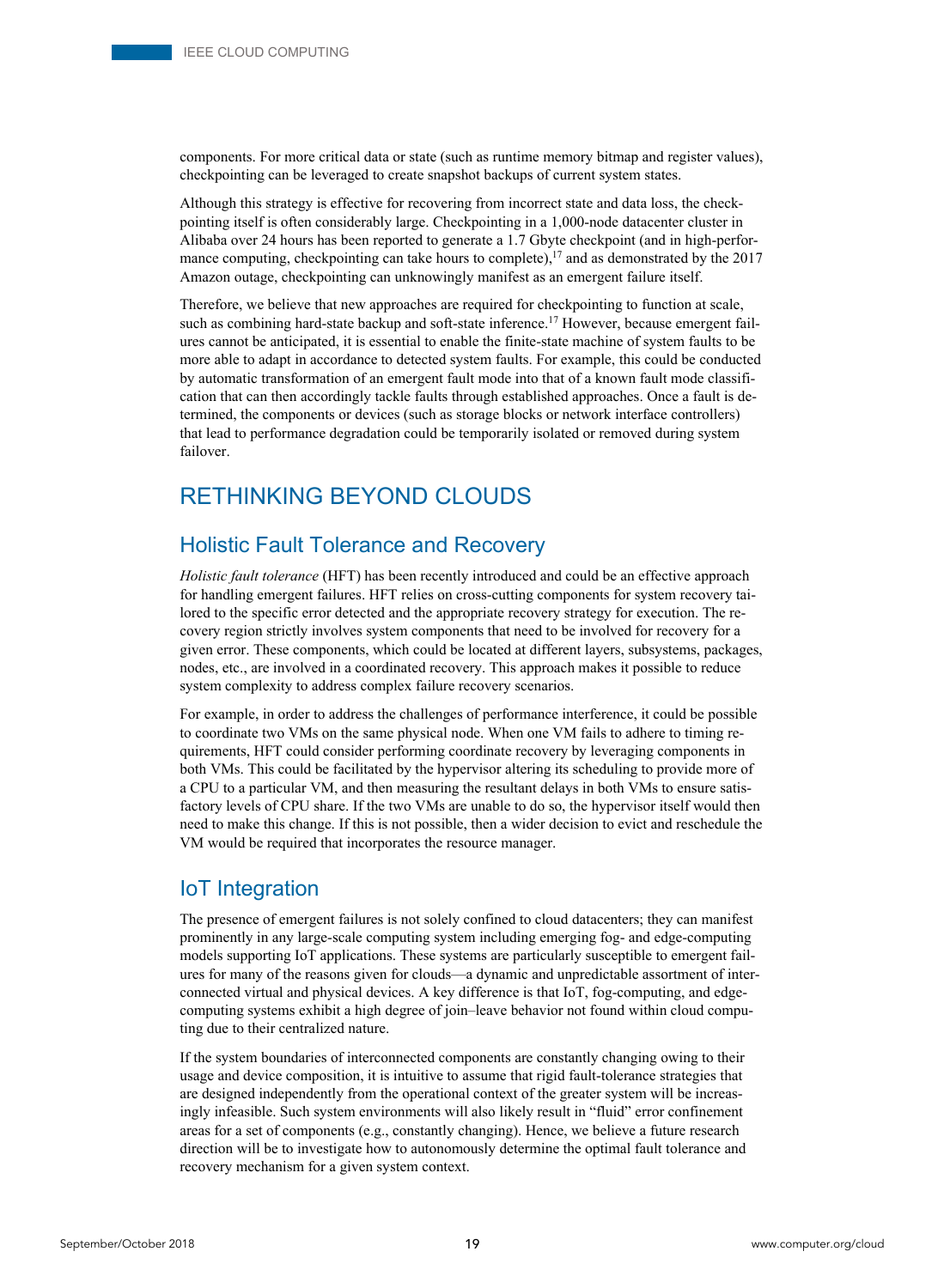components. For more critical data or state (such as runtime memory bitmap and register values), checkpointing can be leveraged to create snapshot backups of current system states.

Although this strategy is effective for recovering from incorrect state and data loss, the checkpointing itself is often considerably large. Checkpointing in a 1,000-node datacenter cluster in Alibaba over 24 hours has been reported to generate a 1.7 Gbyte checkpoint (and in high-performance computing, checkpointing can take hours to complete),[17] and as demonstrated by the 2017 Amazon outage, checkpointing can unknowingly manifest as an emergent failure itself.

Therefore, we believe that new approaches are required for checkpointing to function at scale, such as combining hard-state backup and soft-state inference.[17] However, because emergent failures cannot be anticipated, it is essential to enable the finite-state machine of system faults to be more able to adapt in accordance to detected system faults. For example, this could be conducted by automatic transformation of an emergent fault mode into that of a known fault mode classification that can then accordingly tackle faults through established approaches. Once a fault is determined, the components or devices (such as storage blocks or network interface controllers) that lead to performance degradation could be temporarily isolated or removed during system failover.

## RETHINKING BEYOND CLOUDS

### Holistic Fault Tolerance and Recovery

*Holistic fault tolerance* (HFT) has been recently introduced and could be an effective approach for handling emergent failures. HFT relies on cross-cutting components for system recovery tailored to the specific error detected and the appropriate recovery strategy for execution. The recovery region strictly involves system components that need to be involved for recovery for a given error. These components, which could be located at different layers, subsystems, packages, nodes, etc., are involved in a coordinated recovery. This approach makes it possible to reduce system complexity to address complex failure recovery scenarios.

For example, in order to address the challenges of performance interference, it could be possible to coordinate two VMs on the same physical node. When one VM fails to adhere to timing requirements, HFT could consider performing coordinate recovery by leveraging components in both VMs. This could be facilitated by the hypervisor altering its scheduling to provide more of a CPU to a particular VM, and then measuring the resultant delays in both VMs to ensure satisfactory levels of CPU share. If the two VMs are unable to do so, the hypervisor itself would then need to make this change. If this is not possible, then a wider decision to evict and reschedule the VM would be required that incorporates the resource manager.

### IoT Integration

The presence of emergent failures is not solely confined to cloud datacenters; they can manifest prominently in any large-scale computing system including emerging fog- and edge-computing models supporting IoT applications. These systems are particularly susceptible to emergent failures for many of the reasons given for clouds—a dynamic and unpredictable assortment of interconnected virtual and physical devices. A key difference is that IoT, fog-computing, and edge-computing systems exhibit a high degree of join–leave behavior not found within cloud computing due to their centralized nature.

If the system boundaries of interconnected components are constantly changing owing to their usage and device composition, it is intuitive to assume that rigid fault-tolerance strategies that are designed independently from the operational context of the greater system will be increasingly infeasible. Such system environments will also likely result in "fluid" error confinement areas for a set of components (e.g., constantly changing). Hence, we believe a future research direction will be to investigate how to autonomously determine the optimal fault tolerance and recovery mechanism for a given system context.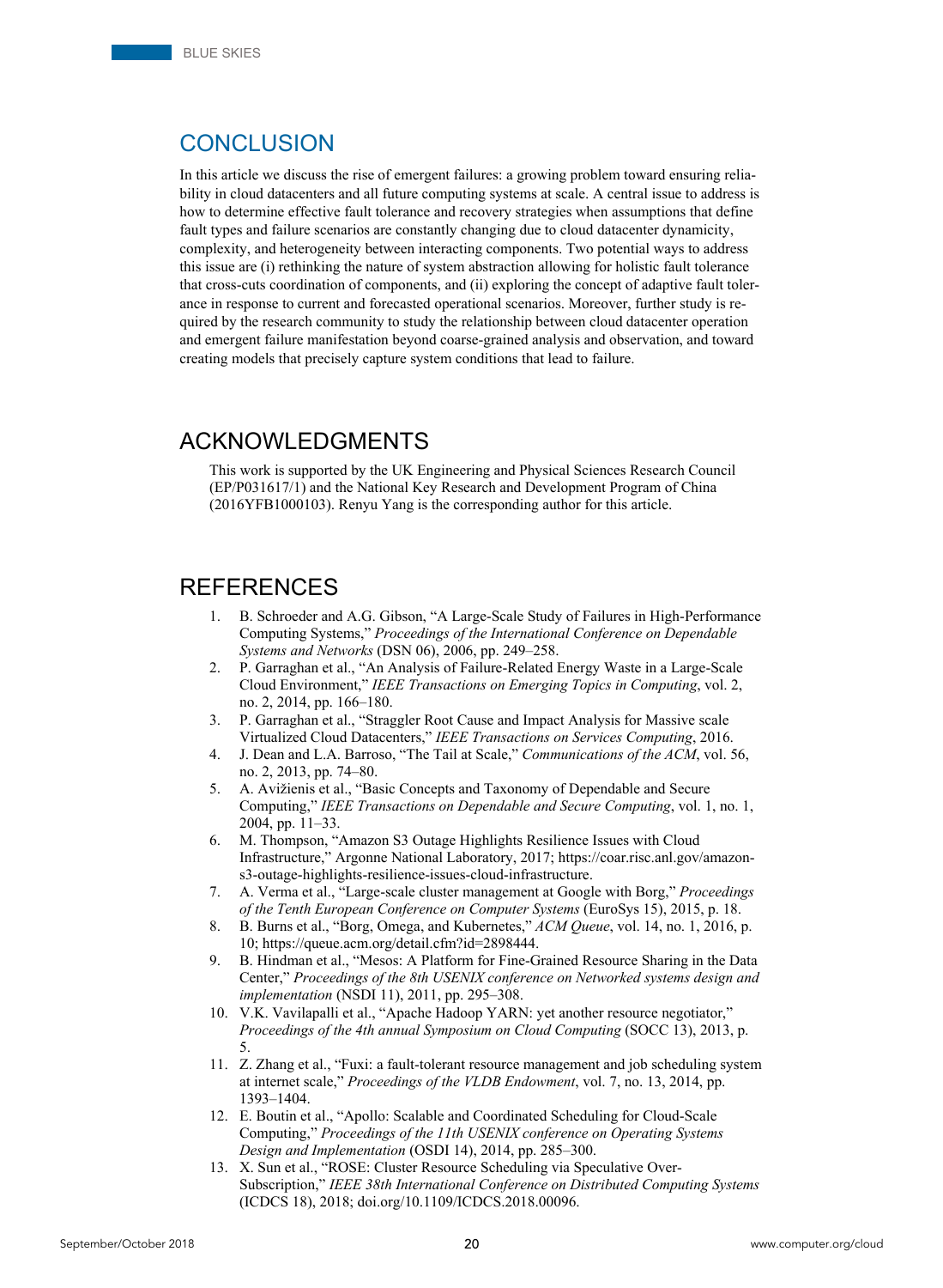## CONCLUSION

In this article we discuss the rise of emergent failures: a growing problem toward ensuring reliability in cloud datacenters and all future computing systems at scale. A central issue to address is how to determine effective fault tolerance and recovery strategies when assumptions that define fault types and failure scenarios are constantly changing due to cloud datacenter dynamicity, complexity, and heterogeneity between interacting components. Two potential ways to address this issue are (i) rethinking the nature of system abstraction allowing for holistic fault tolerance that cross-cuts coordination of components, and (ii) exploring the concept of adaptive fault tolerance in response to current and forecasted operational scenarios. Moreover, further study is required by the research community to study the relationship between cloud datacenter operation and emergent failure manifestation beyond coarse-grained analysis and observation, and toward creating models that precisely capture system conditions that lead to failure.

## ACKNOWLEDGMENTS

This work is supported by the UK Engineering and Physical Sciences Research Council (EP/P031617/1) and the National Key Research and Development Program of China (2016YFB1000103). Renyu Yang is the corresponding author for this article.

## REFERENCES

1. B. Schroeder and A.G. Gibson, "A Large-Scale Study of Failures in High-Performance Computing Systems," *Proceedings of the International Conference on Dependable Systems and Networks* (DSN 06), 2006, pp. 249–258.
2. P. Garraghan et al., "An Analysis of Failure-Related Energy Waste in a Large-Scale Cloud Environment," *IEEE Transactions on Emerging Topics in Computing*, vol. 2, no. 2, 2014, pp. 166–180.
3. P. Garraghan et al., "Straggler Root Cause and Impact Analysis for Massive scale Virtualized Cloud Datacenters," *IEEE Transactions on Services Computing*, 2016.
4. J. Dean and L.A. Barroso, "The Tail at Scale," *Communications of the ACM*, vol. 56, no. 2, 2013, pp. 74–80.
5. A. Avižienis et al., "Basic Concepts and Taxonomy of Dependable and Secure Computing," *IEEE Transactions on Dependable and Secure Computing*, vol. 1, no. 1, 2004, pp. 11–33.
6. M. Thompson, "Amazon S3 Outage Highlights Resilience Issues with Cloud Infrastructure," Argonne National Laboratory, 2017; https://coar.risc.anl.gov/amazon-s3-outage-highlights-resilience-issues-cloud-infrastructure.
7. A. Verma et al., "Large-scale cluster management at Google with Borg," *Proceedings of the Tenth European Conference on Computer Systems* (EuroSys 15), 2015, p. 18.
8. B. Burns et al., "Borg, Omega, and Kubernetes," *ACM Queue*, vol. 14, no. 1, 2016, p. 10; https://queue.acm.org/detail.cfm?id=2898444.
9. B. Hindman et al., "Mesos: A Platform for Fine-Grained Resource Sharing in the Data Center," *Proceedings of the 8th USENIX conference on Networked systems design and implementation* (NSDI 11), 2011, pp. 295–308.
10. V.K. Vavilapalli et al., "Apache Hadoop YARN: yet another resource negotiator," *Proceedings of the 4th annual Symposium on Cloud Computing* (SOCC 13), 2013, p. 5.
11. Z. Zhang et al., "Fuxi: a fault-tolerant resource management and job scheduling system at internet scale," *Proceedings of the VLDB Endowment*, vol. 7, no. 13, 2014, pp. 1393–1404.
12. E. Boutin et al., "Apollo: Scalable and Coordinated Scheduling for Cloud-Scale Computing," *Proceedings of the 11th USENIX conference on Operating Systems Design and Implementation* (OSDI 14), 2014, pp. 285–300.
13. X. Sun et al., "ROSE: Cluster Resource Scheduling via Speculative Over-Subscription," *IEEE 38th International Conference on Distributed Computing Systems* (ICDCS 18), 2018; doi.org/10.1109/ICDCS.2018.00096.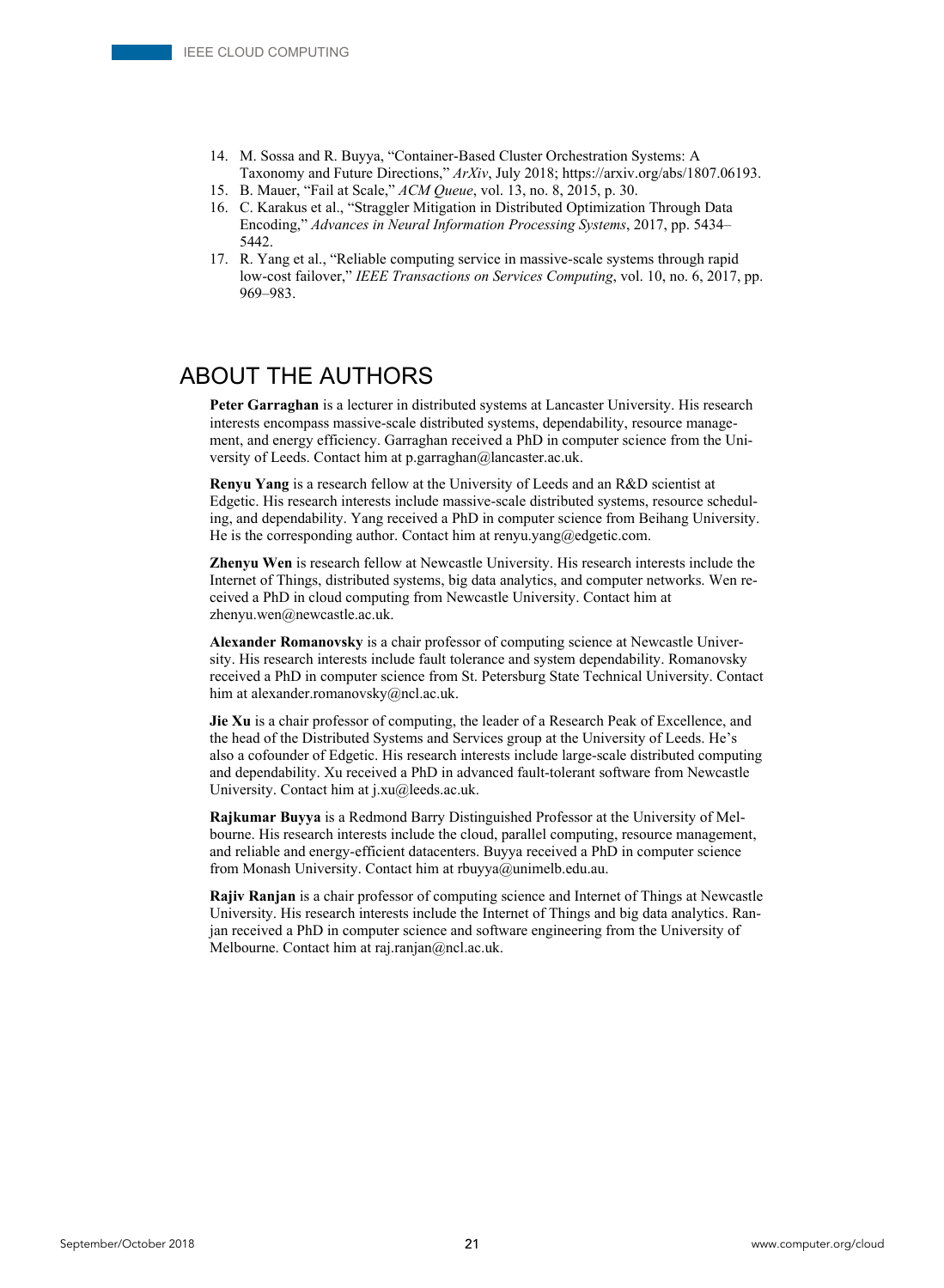14. M. Sossa and R. Buyya, "Container-Based Cluster Orchestration Systems: A Taxonomy and Future Directions," *ArXiv*, July 2018; https://arxiv.org/abs/1807.06193.
15. B. Mauer, "Fail at Scale," *ACM Queue*, vol. 13, no. 8, 2015, p. 30.
16. C. Karakus et al., "Straggler Mitigation in Distributed Optimization Through Data Encoding," *Advances in Neural Information Processing Systems*, 2017, pp. 5434–5442.
17. R. Yang et al., "Reliable computing service in massive-scale systems through rapid low-cost failover," *IEEE Transactions on Services Computing*, vol. 10, no. 6, 2017, pp. 969–983.

# ABOUT THE AUTHORS

**Peter Garraghan** is a lecturer in distributed systems at Lancaster University. His research interests encompass massive-scale distributed systems, dependability, resource management, and energy efficiency. Garraghan received a PhD in computer science from the University of Leeds. Contact him at p.garraghan@lancaster.ac.uk.

**Renyu Yang** is a research fellow at the University of Leeds and an R&D scientist at Edgetic. His research interests include massive-scale distributed systems, resource scheduling, and dependability. Yang received a PhD in computer science from Beihang University. He is the corresponding author. Contact him at renyu.yang@edgetic.com.

**Zhenyu Wen** is research fellow at Newcastle University. His research interests include the Internet of Things, distributed systems, big data analytics, and computer networks. Wen received a PhD in cloud computing from Newcastle University. Contact him at zhenyu.wen@newcastle.ac.uk.

**Alexander Romanovsky** is a chair professor of computing science at Newcastle University. His research interests include fault tolerance and system dependability. Romanovsky received a PhD in computer science from St. Petersburg State Technical University. Contact him at alexander.romanovsky@ncl.ac.uk.

**Jie Xu** is a chair professor of computing, the leader of a Research Peak of Excellence, and the head of the Distributed Systems and Services group at the University of Leeds. He's also a cofounder of Edgetic. His research interests include large-scale distributed computing and dependability. Xu received a PhD in advanced fault-tolerant software from Newcastle University. Contact him at j.xu@leeds.ac.uk.

**Rajkumar Buyya** is a Redmond Barry Distinguished Professor at the University of Melbourne. His research interests include the cloud, parallel computing, resource management, and reliable and energy-efficient datacenters. Buyya received a PhD in computer science from Monash University. Contact him at rbuyya@unimelb.edu.au.

**Rajiv Ranjan** is a chair professor of computing science and Internet of Things at Newcastle University. His research interests include the Internet of Things and big data analytics. Ranjan received a PhD in computer science and software engineering from the University of Melbourne. Contact him at raj.ranjan@ncl.ac.uk.